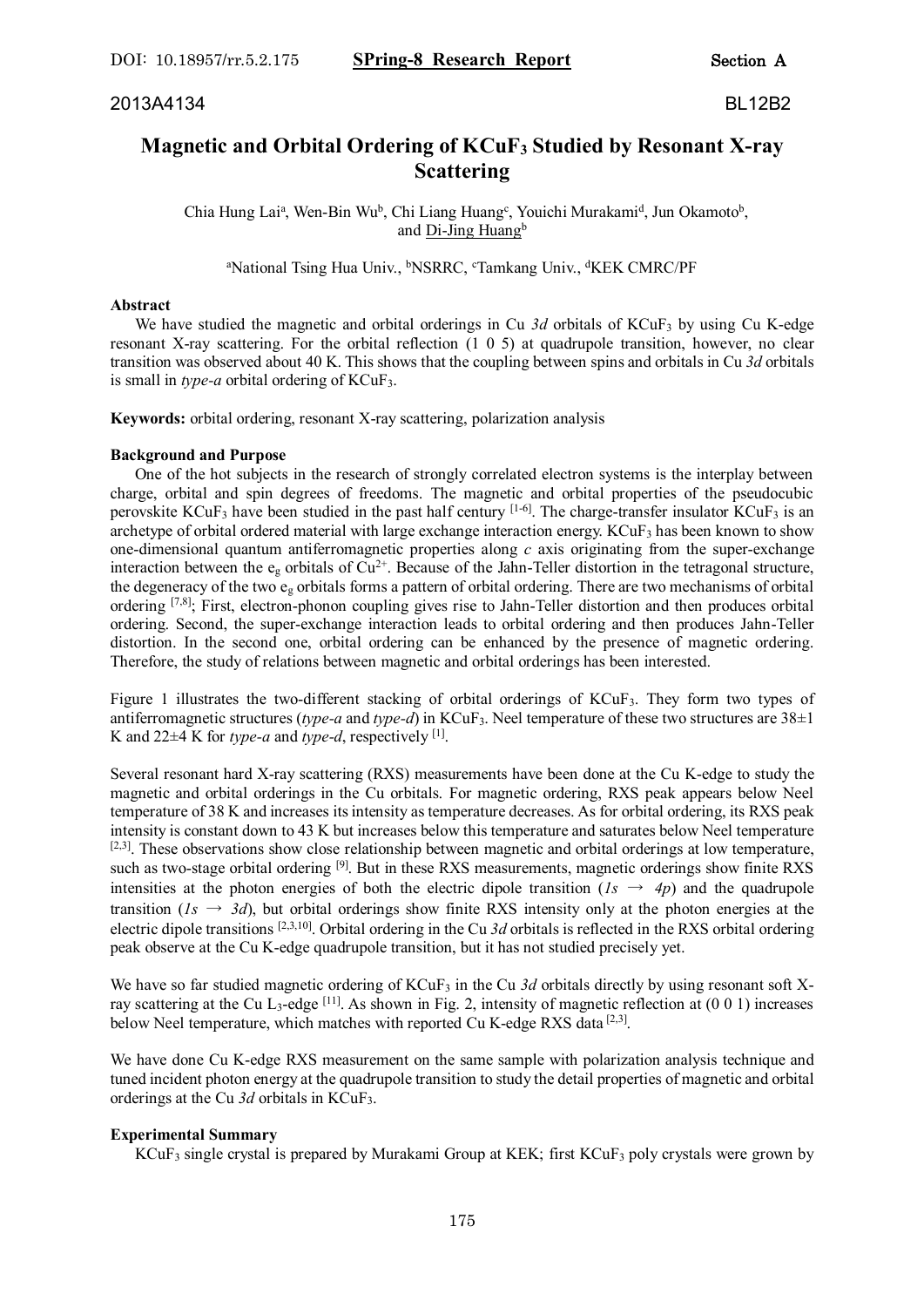DOI: 10.18957/rr.5.2.175 **SPring-8 Research Report** Section A

2013A4134 BL12B2

# Magnetic and Orbital Ordering of $KCuF_3$ Studied by Resonant X-ray Scattering

Chia Hung Lai[a], Wen-Bin Wu[b], Chi Liang Huang[c], Youichi Murakami[d], Jun Okamoto[b], and Di-Jing Huang[b]

[a]National Tsing Hua Univ., [b]NSRRC, [c]Tamkang Univ., [d]KEK CMRC/PF

### Abstract

We have studied the magnetic and orbital orderings in Cu *3d* orbitals of $KCuF_3$ by using Cu K-edge resonant X-ray scattering. For the orbital reflection (1 0 5) at quadrupole transition, however, no clear transition was observed about 40 K. This shows that the coupling between spins and orbitals in Cu *3d* orbitals is small in *type-a* orbital ordering of $KCuF_3$.

**Keywords:** orbital ordering, resonant X-ray scattering, polarization analysis

### Background and Purpose

One of the hot subjects in the research of strongly correlated electron systems is the interplay between charge, orbital and spin degrees of freedoms. The magnetic and orbital properties of the pseudocubic perovskite $KCuF_3$ have been studied in the past half century [1-6]. The charge-transfer insulator $KCuF_3$ is an archetype of orbital ordered material with large exchange interaction energy. $KCuF_3$ has been known to show one-dimensional quantum antiferromagnetic properties along *c* axis originating from the super-exchange interaction between the $e_g$ orbitals of $Cu^{2+}$. Because of the Jahn-Teller distortion in the tetragonal structure, the degeneracy of the two $e_g$ orbitals forms a pattern of orbital ordering. There are two mechanisms of orbital ordering [7,8]; First, electron-phonon coupling gives rise to Jahn-Teller distortion and then produces orbital ordering. Second, the super-exchange interaction leads to orbital ordering and then produces Jahn-Teller distortion. In the second one, orbital ordering can be enhanced by the presence of magnetic ordering. Therefore, the study of relations between magnetic and orbital orderings has been interested.

Figure 1 illustrates the two-different stacking of orbital orderings of $KCuF_3$. They form two types of antiferromagnetic structures (*type-a* and *type-d*) in $KCuF_3$. Neel temperature of these two structures are 38±1 K and 22±4 K for *type-a* and *type-d*, respectively [1].

Several resonant hard X-ray scattering (RXS) measurements have been done at the Cu K-edge to study the magnetic and orbital orderings in the Cu orbitals. For magnetic ordering, RXS peak appears below Neel temperature of 38 K and increases its intensity as temperature decreases. As for orbital ordering, its RXS peak intensity is constant down to 43 K but increases below this temperature and saturates below Neel temperature [2,3]. These observations show close relationship between magnetic and orbital orderings at low temperature, such as two-stage orbital ordering [9]. But in these RXS measurements, magnetic orderings show finite RXS intensities at the photon energies of both the electric dipole transition (*1s* → *4p*) and the quadrupole transition (*1s* → *3d*), but orbital orderings show finite RXS intensity only at the photon energies at the electric dipole transitions [2,3,10]. Orbital ordering in the Cu *3d* orbitals is reflected in the RXS orbital ordering peak observe at the Cu K-edge quadrupole transition, but it has not studied precisely yet.

We have so far studied magnetic ordering of $KCuF_3$ in the Cu *3d* orbitals directly by using resonant soft X-ray scattering at the Cu $L_3$-edge [11]. As shown in Fig. 2, intensity of magnetic reflection at (0 0 1) increases below Neel temperature, which matches with reported Cu K-edge RXS data [2,3].

We have done Cu K-edge RXS measurement on the same sample with polarization analysis technique and tuned incident photon energy at the quadrupole transition to study the detail properties of magnetic and orbital orderings at the Cu *3d* orbitals in $KCuF_3$.

### Experimental Summary

$KCuF_3$ single crystal is prepared by Murakami Group at KEK; first $KCuF_3$ poly crystals were grown by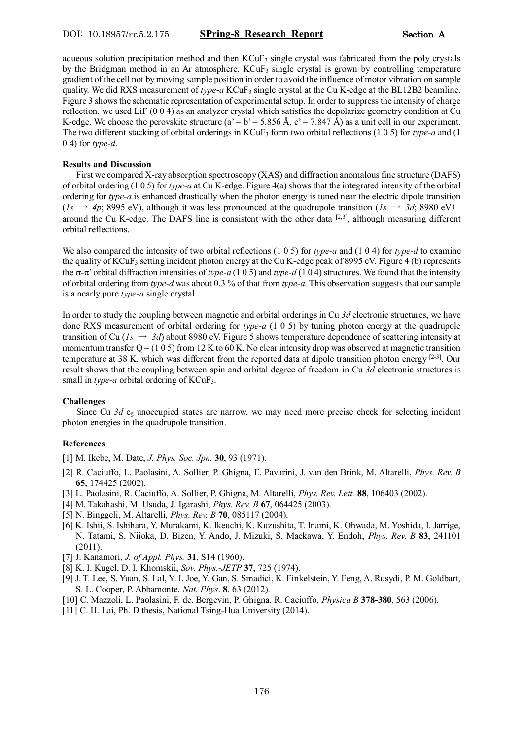aqueous solution precipitation method and then $KCuF_3$ single crystal was fabricated from the poly crystals by the Bridgman method in an Ar atmosphere. $KCuF_3$ single crystal is grown by controlling temperature gradient of the cell not by moving sample position in order to avoid the influence of motor vibration on sample quality. We did RXS measurement of *type-a* $KCuF_3$ single crystal at the Cu K-edge at the BL12B2 beamline. Figure 3 shows the schematic representation of experimental setup. In order to suppress the intensity of charge reflection, we used LiF (0 0 4) as an analyzer crystal which satisfies the depolarize geometry condition at Cu K-edge. We choose the perovskite structure (a' = b' = 5.856 Å, c' = 7.847 Å) as a unit cell in our experiment. The two different stacking of orbital orderings in $KCuF_3$ form two orbital reflections (1 0 5) for *type-a* and (1 0 4) for *type-d*.

**Results and Discussion**

First we compared X-ray absorption spectroscopy (XAS) and diffraction anomalous fine structure (DAFS) of orbital ordering (1 0 5) for *type-a* at Cu K-edge. Figure 4(a) shows that the integrated intensity of the orbital ordering for *type-a* is enhanced drastically when the photon energy is tuned near the electric dipole transition (*1s* → *4p*; 8995 eV), although it was less pronounced at the quadrupole transition (*1s* → *3d*; 8980 eV) around the Cu K-edge. The DAFS line is consistent with the other data [2,3], although measuring different orbital reflections.

We also compared the intensity of two orbital reflections (1 0 5) for *type-a* and (1 0 4) for *type-d* to examine the quality of $KCuF_3$ setting incident photon energy at the Cu K-edge peak of 8995 eV. Figure 4 (b) represents the σ-π' orbital diffraction intensities of *type-a* (1 0 5) and *type-d* (1 0 4) structures. We found that the intensity of orbital ordering from *type-d* was about 0.3 % of that from *type-a*. This observation suggests that our sample is a nearly pure *type-a* single crystal.

In order to study the coupling between magnetic and orbital orderings in Cu *3d* electronic structures, we have done RXS measurement of orbital ordering for *type-a* (1 0 5) by tuning photon energy at the quadrupole transition of Cu (*1s* → *3d*) about 8980 eV. Figure 5 shows temperature dependence of scattering intensity at momentum transfer Q = (1 0 5) from 12 K to 60 K. No clear intensity drop was observed at magnetic transition temperature at 38 K, which was different from the reported data at dipole transition photon energy [2-3]. Our result shows that the coupling between spin and orbital degree of freedom in Cu *3d* electronic structures is small in *type-a* orbital ordering of $KCuF_3$.

**Challenges**

Since Cu *3d* $e_g$ unoccupied states are narrow, we may need more precise check for selecting incident photon energies in the quadrupole transition.

**References**

[1] M. Ikebe, M. Date, *J. Phys. Soc. Jpn.* **30**, 93 (1971).

[2] R. Caciuffo, L. Paolasini, A. Sollier, P. Ghigna, E. Pavarini, J. van den Brink, M. Altarelli, *Phys. Rev. B* **65**, 174425 (2002).

[3] L. Paolasini, R. Caciuffo, A. Sollier, P. Ghigna, M. Altarelli, *Phys. Rev. Lett.* **88**, 106403 (2002).

[4] M. Takahashi, M. Usuda, J. Igarashi, *Phys. Rev. B* **67**, 064425 (2003).

[5] N. Binggeli, M. Altarelli, *Phys. Rev. B* **70**, 085117 (2004).

[6] K. Ishii, S. Ishihara, Y. Murakami, K. Ikeuchi, K. Kuzushita, T. Inami, K. Ohwada, M. Yoshida, I. Jarrige, N. Tatami, S. Niioka, D. Bizen, Y. Ando, J. Mizuki, S. Maekawa, Y. Endoh, *Phys. Rev. B* **83**, 241101 (2011).

[7] J. Kanamori, *J. of Appl. Phys.* **31**, S14 (1960).

[8] K. I. Kugel, D. I. Khomskii, *Sov. Phys.-JETP* **37**, 725 (1974).

[9] J. T. Lee, S. Yuan, S. Lal, Y. I. Joe, Y. Gan, S. Smadici, K. Finkelstein, Y. Feng, A. Rusydi, P. M. Goldbart, S. L. Cooper, P. Abbamonte, *Nat. Phys*. **8**, 63 (2012).

[10] C. Mazzoli, L. Paolasini, F. de. Bergevin, P. Ghigna, R. Caciuffo, *Physica B* **378-380**, 563 (2006).

[11] C. H. Lai, Ph. D thesis, National Tsing-Hua University (2014).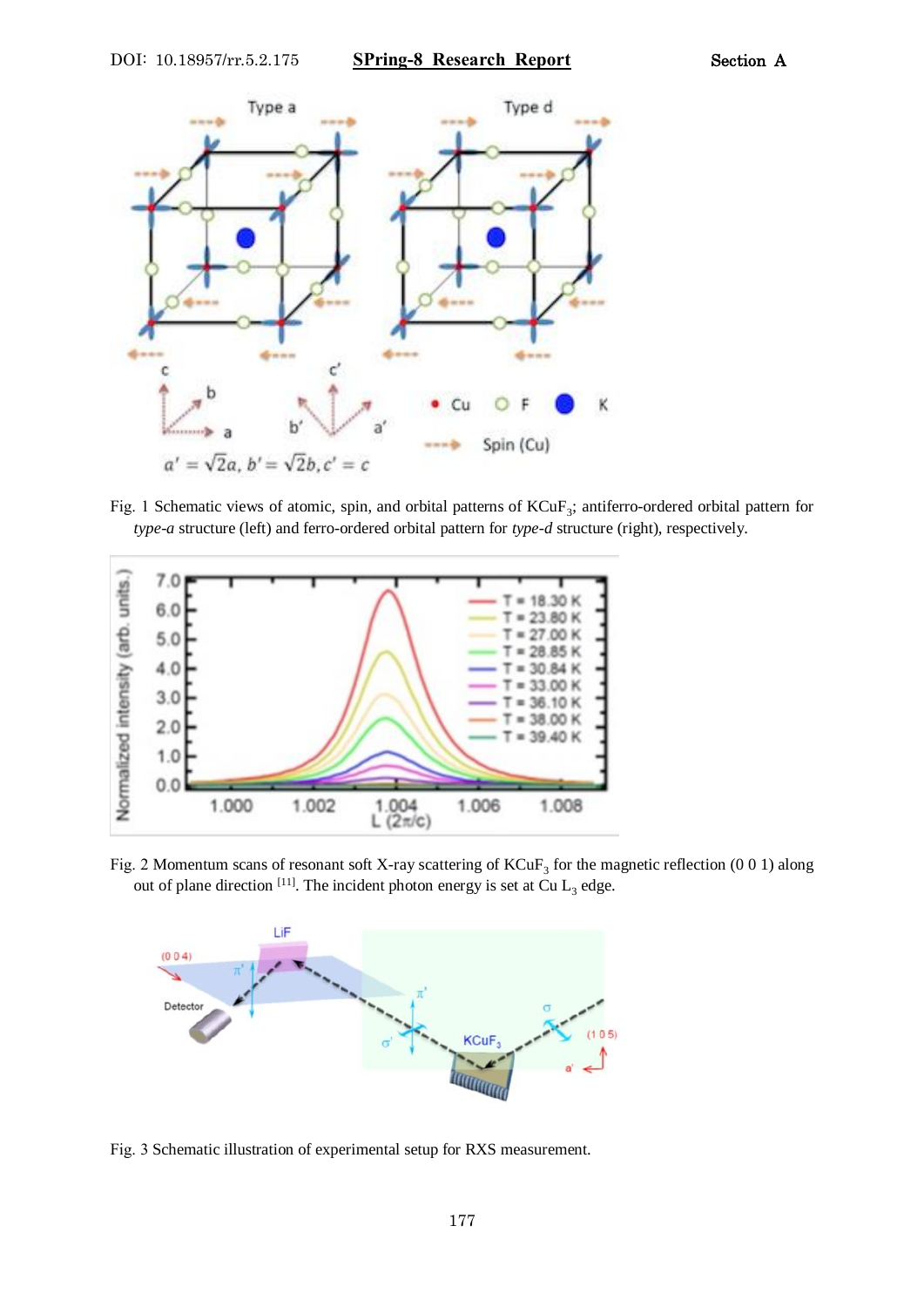Fig. 1 Schematic views of atomic, spin, and orbital patterns of $KCuF_3$; antiferro-ordered orbital pattern for *type-a* structure (left) and ferro-ordered orbital pattern for *type-d* structure (right), respectively.

Fig. 2 Momentum scans of resonant soft X-ray scattering of $KCuF_3$ for the magnetic reflection (0 0 1) along out of plane direction [11]. The incident photon energy is set at Cu $L_3$ edge.

Fig. 3 Schematic illustration of experimental setup for RXS measurement.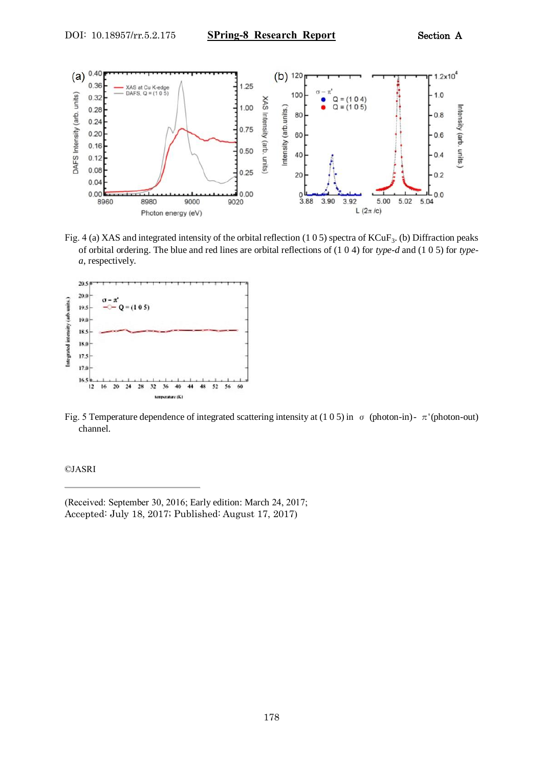(a)

XAS at Cu K-edge
DAFS, Q = (1 0 5)

DAFS Intensity (arb. units)

0.40
0.36
0.32
0.28
0.24
0.20
0.16
0.12
0.08
0.04
0.00

XAS Intensity (arb. units)

1.25
1.00
0.75
0.50
0.25
0.00

8960 8980 9000 9020

Photon energy (eV)

(b)

$\sigma - \pi'$
Q = (1 0 4)
Q = (1 0 5)

Intensity (arb.units.)

120
100
80
60
40
20
0

Intensity (arb. units)

1.2x10^4
1.0
0.8
0.6
0.4
0.2
0.0

3.88 3.90 3.92 5.00 5.02 5.04

L (2π /c)

Fig. 4 (a) XAS and integrated intensity of the orbital reflection (1 0 5) spectra of $KCuF_3$. (b) Diffraction peaks of orbital ordering. The blue and red lines are orbital reflections of (1 0 4) for *type-d* and (1 0 5) for *type-a*, respectively.

$\sigma - \pi'$
Q = (1 0 5)

Integrated intensity (arb.units.)

20.5
20.0
19.5
19.0
18.5
18.0
17.5
17.0
16.5

12 16 20 24 28 32 36 40 44 48 52 56 60

temperature (K)

Fig. 5 Temperature dependence of integrated scattering intensity at (1 0 5) in $\sigma$ (photon-in) - $\pi'$(photon-out) channel.

©JASRI

(Received: September 30, 2016; Early edition: March 24, 2017;
Accepted: July 18, 2017; Published: August 17, 2017)